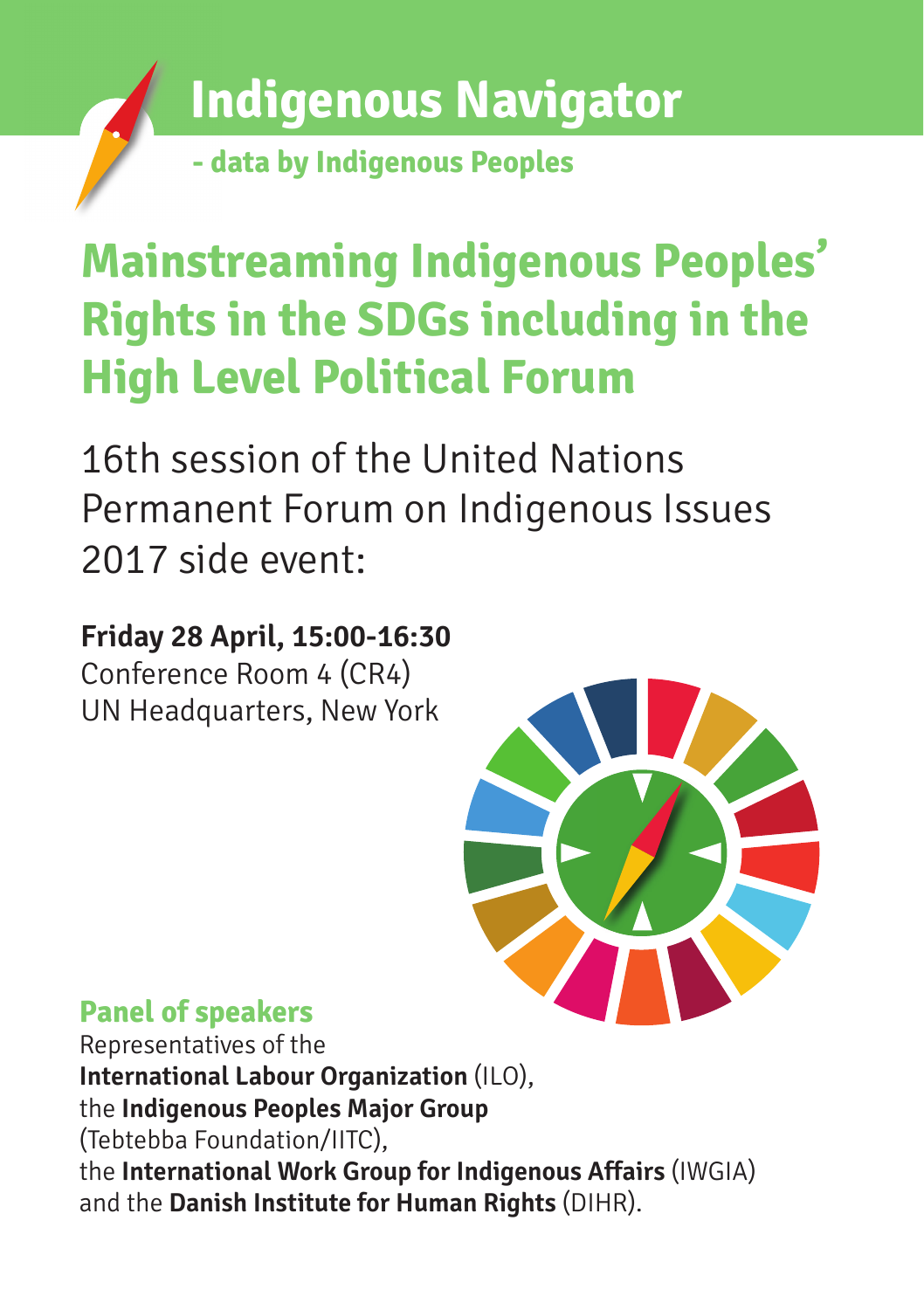# Indigenous Navigator

**- data by Indigenous Peoples**

## Mainstreaming Indigenous Peoples' Rights in the SDGs including in the High Level Political Forum

16th session of the United Nations Permanent Forum on Indigenous Issues 2017 side event:

**Friday 28 April, 15:00-16:30**
Conference Room 4 (CR4)
UN Headquarters, New York

### Panel of speakers

Representatives of the
**International Labour Organization** (ILO),
the **Indigenous Peoples Major Group**
(Tebtebba Foundation/IITC),
the **International Work Group for Indigenous Affairs** (IWGIA)
and the **Danish Institute for Human Rights** (DIHR).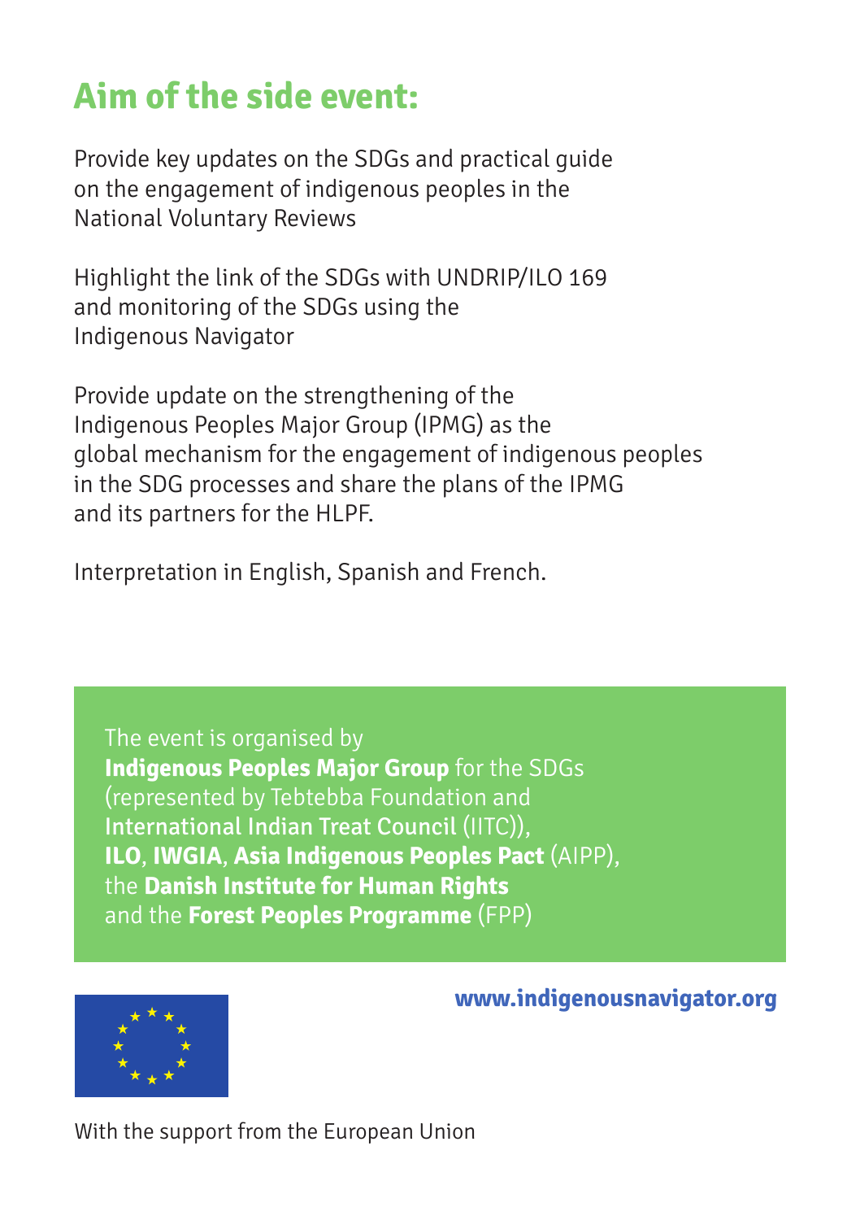# Aim of the side event:

Provide key updates on the SDGs and practical guide on the engagement of indigenous peoples in the National Voluntary Reviews

Highlight the link of the SDGs with UNDRIP/ILO 169 and monitoring of the SDGs using the Indigenous Navigator

Provide update on the strengthening of the Indigenous Peoples Major Group (IPMG) as the global mechanism for the engagement of indigenous peoples in the SDG processes and share the plans of the IPMG and its partners for the HLPF.

Interpretation in English, Spanish and French.

The event is organised by **Indigenous Peoples Major Group** for the SDGs (represented by Tebtebba Foundation and International Indian Treat Council (IITC)), **ILO**, **IWGIA**, **Asia Indigenous Peoples Pact** (AIPP), the **Danish Institute for Human Rights** and the **Forest Peoples Programme** (FPP)

**www.indigenousnavigator.org**

With the support from the European Union